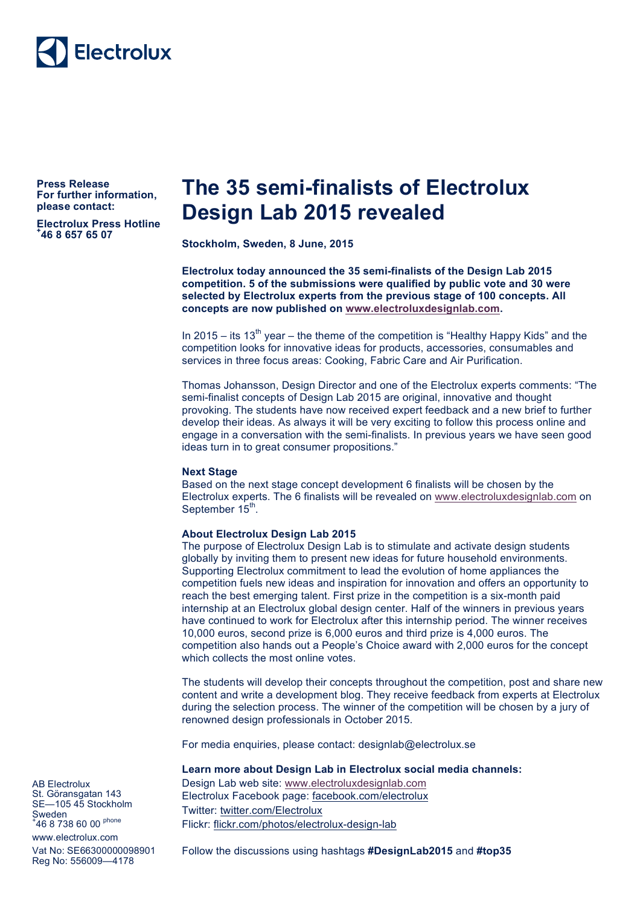Electrolux

**Press Release**
**For further information, please contact:**

**Electrolux Press Hotline**
**+46 8 657 65 07**

# The 35 semi-finalists of Electrolux Design Lab 2015 revealed

**Stockholm, Sweden, 8 June, 2015**

**Electrolux today announced the 35 semi-finalists of the Design Lab 2015 competition. 5 of the submissions were qualified by public vote and 30 were selected by Electrolux experts from the previous stage of 100 concepts. All concepts are now published on www.electroluxdesignlab.com.**

In 2015 – its 13th year – the theme of the competition is "Healthy Happy Kids" and the competition looks for innovative ideas for products, accessories, consumables and services in three focus areas: Cooking, Fabric Care and Air Purification.

Thomas Johansson, Design Director and one of the Electrolux experts comments: "The semi-finalist concepts of Design Lab 2015 are original, innovative and thought provoking. The students have now received expert feedback and a new brief to further develop their ideas. As always it will be very exciting to follow this process online and engage in a conversation with the semi-finalists. In previous years we have seen good ideas turn in to great consumer propositions."

### Next Stage

Based on the next stage concept development 6 finalists will be chosen by the Electrolux experts. The 6 finalists will be revealed on www.electroluxdesignlab.com on September 15th.

### About Electrolux Design Lab 2015

The purpose of Electrolux Design Lab is to stimulate and activate design students globally by inviting them to present new ideas for future household environments. Supporting Electrolux commitment to lead the evolution of home appliances the competition fuels new ideas and inspiration for innovation and offers an opportunity to reach the best emerging talent. First prize in the competition is a six-month paid internship at an Electrolux global design center. Half of the winners in previous years have continued to work for Electrolux after this internship period. The winner receives 10,000 euros, second prize is 6,000 euros and third prize is 4,000 euros. The competition also hands out a People's Choice award with 2,000 euros for the concept which collects the most online votes.

The students will develop their concepts throughout the competition, post and share new content and write a development blog. They receive feedback from experts at Electrolux during the selection process. The winner of the competition will be chosen by a jury of renowned design professionals in October 2015.

For media enquiries, please contact: designlab@electrolux.se

**Learn more about Design Lab in Electrolux social media channels:**

Design Lab web site: www.electroluxdesignlab.com
Electrolux Facebook page: facebook.com/electrolux
Twitter: twitter.com/Electrolux
Flickr: flickr.com/photos/electrolux-design-lab

Follow the discussions using hashtags **#DesignLab2015** and **#top35**

AB Electrolux
St. Göransgatan 143
SE—105 45 Stockholm
Sweden
+46 8 738 60 00 phone
www.electrolux.com
Vat No: SE663000000098901
Reg No: 556009—4178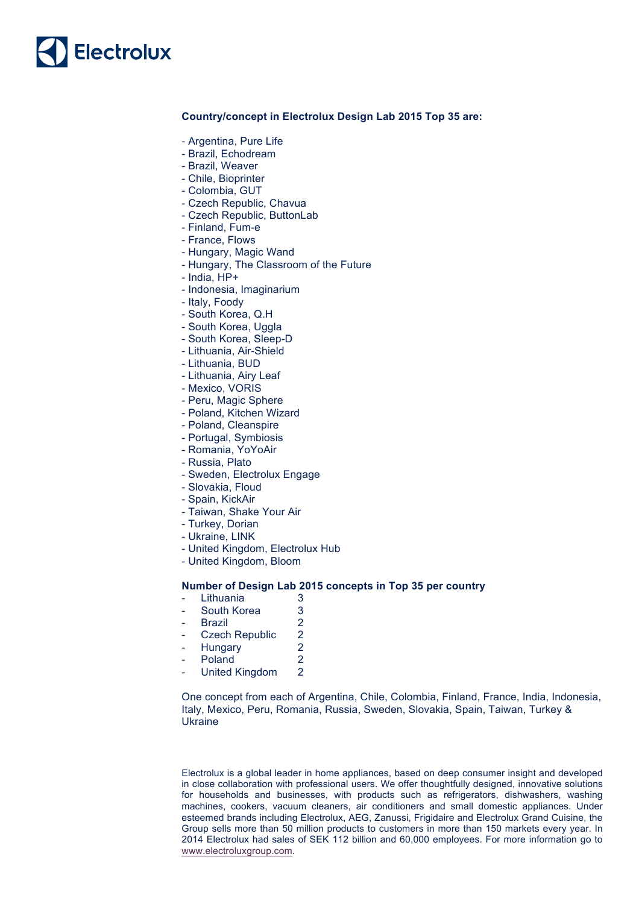**Country/concept in Electrolux Design Lab 2015 Top 35 are:**

- Argentina, Pure Life
- Brazil, Echodream
- Brazil, Weaver
- Chile, Bioprinter
- Colombia, GUT
- Czech Republic, Chavua
- Czech Republic, ButtonLab
- Finland, Fum-e
- France, Flows
- Hungary, Magic Wand
- Hungary, The Classroom of the Future
- India, HP+
- Indonesia, Imaginarium
- Italy, Foody
- South Korea, Q.H
- South Korea, Uggla
- South Korea, Sleep-D
- Lithuania, Air-Shield
- Lithuania, BUD
- Lithuania, Airy Leaf
- Mexico, VORIS
- Peru, Magic Sphere
- Poland, Kitchen Wizard
- Poland, Cleanspire
- Portugal, Symbiosis
- Romania, YoYoAir
- Russia, Plato
- Sweden, Electrolux Engage
- Slovakia, Floud
- Spain, KickAir
- Taiwan, Shake Your Air
- Turkey, Dorian
- Ukraine, LINK
- United Kingdom, Electrolux Hub
- United Kingdom, Bloom

**Number of Design Lab 2015 concepts in Top 35 per country**

- Lithuania 3
- South Korea 3
- Brazil 2
- Czech Republic 2
- Hungary 2
- Poland 2
- United Kingdom 2

One concept from each of Argentina, Chile, Colombia, Finland, France, India, Indonesia, Italy, Mexico, Peru, Romania, Russia, Sweden, Slovakia, Spain, Taiwan, Turkey & Ukraine

Electrolux is a global leader in home appliances, based on deep consumer insight and developed in close collaboration with professional users. We offer thoughtfully designed, innovative solutions for households and businesses, with products such as refrigerators, dishwashers, washing machines, cookers, vacuum cleaners, air conditioners and small domestic appliances. Under esteemed brands including Electrolux, AEG, Zanussi, Frigidaire and Electrolux Grand Cuisine, the Group sells more than 50 million products to customers in more than 150 markets every year. In 2014 Electrolux had sales of SEK 112 billion and 60,000 employees. For more information go to www.electroluxgroup.com.